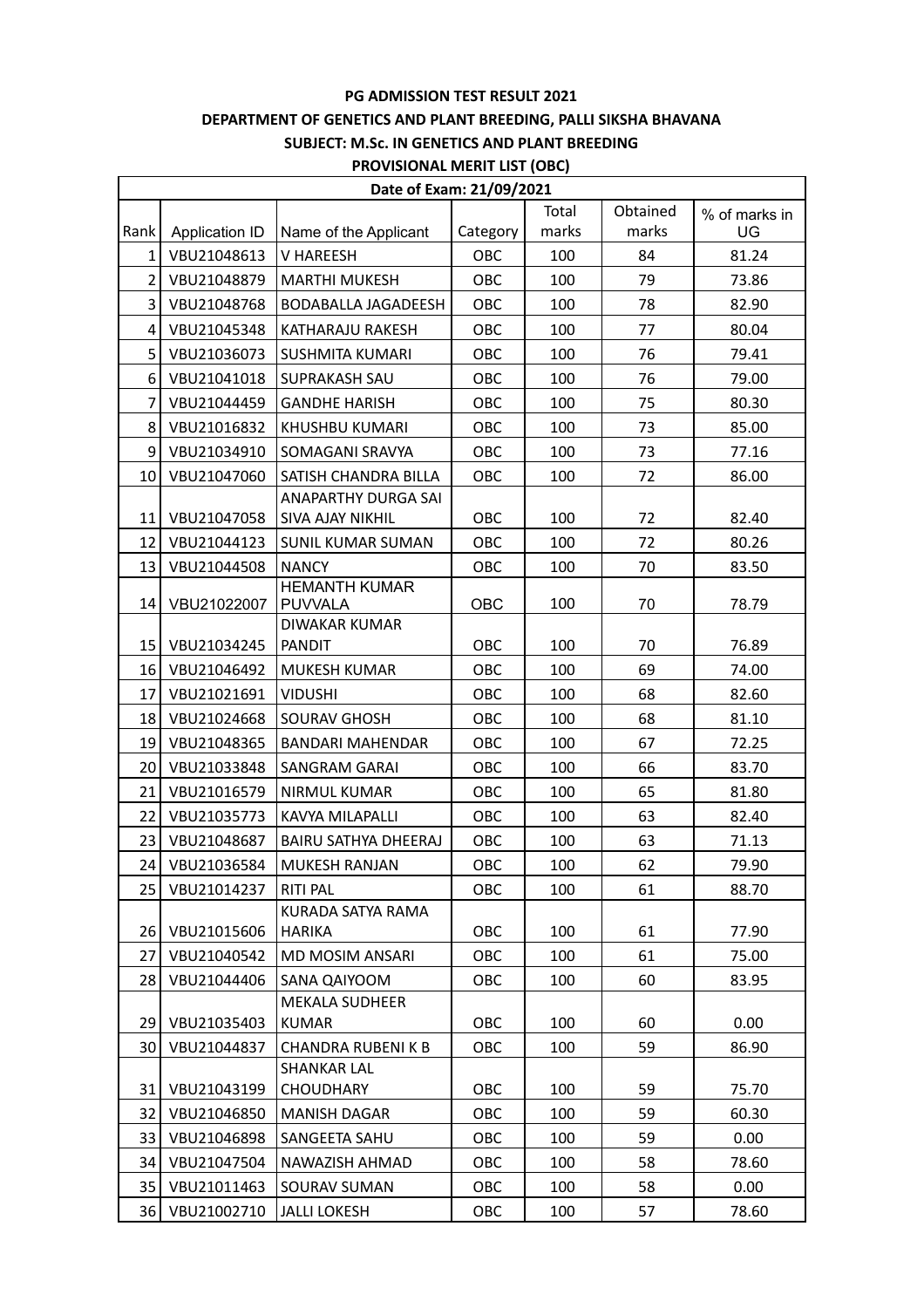**PG ADMISSION TEST RESULT 2021**

**DEPARTMENT OF GENETICS AND PLANT BREEDING, PALLI SIKSHA BHAVANA**

**SUBJECT: M.Sc. IN GENETICS AND PLANT BREEDING**

**PROVISIONAL MERIT LIST (OBC)**

**Date of Exam: 21/09/2021**

| Rank | Application ID | Name of the Applicant | Category | Total marks | Obtained marks | % of marks in UG |
|---|---|---|---|---|---|---|
| 1 | VBU21048613 | V HAREESH | OBC | 100 | 84 | 81.24 |
| 2 | VBU21048879 | MARTHI MUKESH | OBC | 100 | 79 | 73.86 |
| 3 | VBU21048768 | BODABALLA JAGADEESH | OBC | 100 | 78 | 82.90 |
| 4 | VBU21045348 | KATHARAJU RAKESH | OBC | 100 | 77 | 80.04 |
| 5 | VBU21036073 | SUSHMITA KUMARI | OBC | 100 | 76 | 79.41 |
| 6 | VBU21041018 | SUPRAKASH SAU | OBC | 100 | 76 | 79.00 |
| 7 | VBU21044459 | GANDHE HARISH | OBC | 100 | 75 | 80.30 |
| 8 | VBU21016832 | KHUSHBU KUMARI | OBC | 100 | 73 | 85.00 |
| 9 | VBU21034910 | SOMAGANI SRAVYA | OBC | 100 | 73 | 77.16 |
| 10 | VBU21047060 | SATISH CHANDRA BILLA | OBC | 100 | 72 | 86.00 |
| 11 | VBU21047058 | ANAPARTHY DURGA SAI SIVA AJAY NIKHIL | OBC | 100 | 72 | 82.40 |
| 12 | VBU21044123 | SUNIL KUMAR SUMAN | OBC | 100 | 72 | 80.26 |
| 13 | VBU21044508 | NANCY | OBC | 100 | 70 | 83.50 |
| 14 | VBU21022007 | HEMANTH KUMAR PUVVALA | OBC | 100 | 70 | 78.79 |
| 15 | VBU21034245 | DIWAKAR KUMAR PANDIT | OBC | 100 | 70 | 76.89 |
| 16 | VBU21046492 | MUKESH KUMAR | OBC | 100 | 69 | 74.00 |
| 17 | VBU21021691 | VIDUSHI | OBC | 100 | 68 | 82.60 |
| 18 | VBU21024668 | SOURAV GHOSH | OBC | 100 | 68 | 81.10 |
| 19 | VBU21048365 | BANDARI MAHENDAR | OBC | 100 | 67 | 72.25 |
| 20 | VBU21033848 | SANGRAM GARAI | OBC | 100 | 66 | 83.70 |
| 21 | VBU21016579 | NIRMUL KUMAR | OBC | 100 | 65 | 81.80 |
| 22 | VBU21035773 | KAVYA MILAPALLI | OBC | 100 | 63 | 82.40 |
| 23 | VBU21048687 | BAIRU SATHYA DHEERAJ | OBC | 100 | 63 | 71.13 |
| 24 | VBU21036584 | MUKESH RANJAN | OBC | 100 | 62 | 79.90 |
| 25 | VBU21014237 | RITI PAL | OBC | 100 | 61 | 88.70 |
| 26 | VBU21015606 | KURADA SATYA RAMA HARIKA | OBC | 100 | 61 | 77.90 |
| 27 | VBU21040542 | MD MOSIM ANSARI | OBC | 100 | 61 | 75.00 |
| 28 | VBU21044406 | SANA QAIYOOM | OBC | 100 | 60 | 83.95 |
| 29 | VBU21035403 | MEKALA SUDHEER KUMAR | OBC | 100 | 60 | 0.00 |
| 30 | VBU21044837 | CHANDRA RUBENI K B | OBC | 100 | 59 | 86.90 |
| 31 | VBU21043199 | SHANKAR LAL CHOUDHARY | OBC | 100 | 59 | 75.70 |
| 32 | VBU21046850 | MANISH DAGAR | OBC | 100 | 59 | 60.30 |
| 33 | VBU21046898 | SANGEETA SAHU | OBC | 100 | 59 | 0.00 |
| 34 | VBU21047504 | NAWAZISH AHMAD | OBC | 100 | 58 | 78.60 |
| 35 | VBU21011463 | SOURAV SUMAN | OBC | 100 | 58 | 0.00 |
| 36 | VBU21002710 | JALLI LOKESH | OBC | 100 | 57 | 78.60 |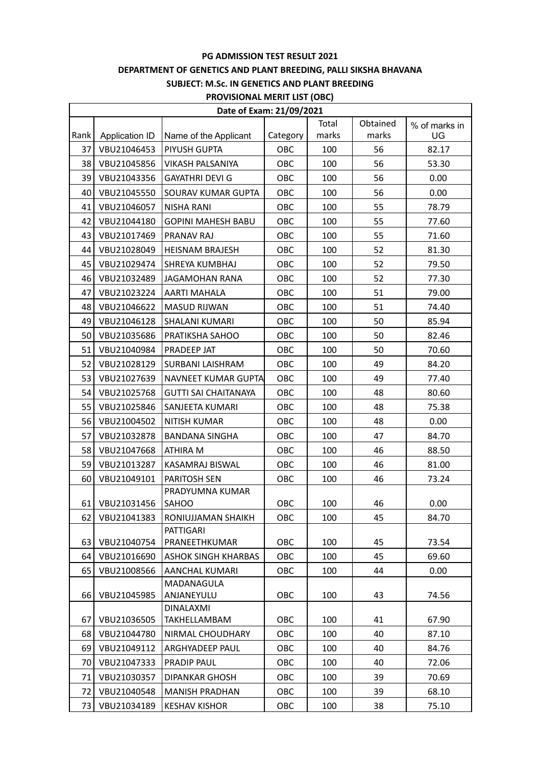**PG ADMISSION TEST RESULT 2021**

**DEPARTMENT OF GENETICS AND PLANT BREEDING, PALLI SIKSHA BHAVANA**

**SUBJECT: M.Sc. IN GENETICS AND PLANT BREEDING**

**PROVISIONAL MERIT LIST (OBC)**

**Date of Exam: 21/09/2021**

| Rank | Application ID | Name of the Applicant | Category | Total marks | Obtained marks | % of marks in UG |
|---|---|---|---|---|---|---|
| 37 | VBU21046453 | PIYUSH GUPTA | OBC | 100 | 56 | 82.17 |
| 38 | VBU21045856 | VIKASH PALSANIYA | OBC | 100 | 56 | 53.30 |
| 39 | VBU21043356 | GAYATHRI DEVI G | OBC | 100 | 56 | 0.00 |
| 40 | VBU21045550 | SOURAV KUMAR GUPTA | OBC | 100 | 56 | 0.00 |
| 41 | VBU21046057 | NISHA RANI | OBC | 100 | 55 | 78.79 |
| 42 | VBU21044180 | GOPINI MAHESH BABU | OBC | 100 | 55 | 77.60 |
| 43 | VBU21017469 | PRANAV RAJ | OBC | 100 | 55 | 71.60 |
| 44 | VBU21028049 | HEISNAM BRAJESH | OBC | 100 | 52 | 81.30 |
| 45 | VBU21029474 | SHREYA KUMBHAJ | OBC | 100 | 52 | 79.50 |
| 46 | VBU21032489 | JAGAMOHAN RANA | OBC | 100 | 52 | 77.30 |
| 47 | VBU21023224 | AARTI MAHALA | OBC | 100 | 51 | 79.00 |
| 48 | VBU21046622 | MASUD RIJWAN | OBC | 100 | 51 | 74.40 |
| 49 | VBU21046128 | SHALANI KUMARI | OBC | 100 | 50 | 85.94 |
| 50 | VBU21035686 | PRATIKSHA SAHOO | OBC | 100 | 50 | 82.46 |
| 51 | VBU21040984 | PRADEEP JAT | OBC | 100 | 50 | 70.60 |
| 52 | VBU21028129 | SURBANI LAISHRAM | OBC | 100 | 49 | 84.20 |
| 53 | VBU21027639 | NAVNEET KUMAR GUPTA | OBC | 100 | 49 | 77.40 |
| 54 | VBU21025768 | GUTTI SAI CHAITANAYA | OBC | 100 | 48 | 80.60 |
| 55 | VBU21025846 | SANJEETA KUMARI | OBC | 100 | 48 | 75.38 |
| 56 | VBU21004502 | NITISH KUMAR | OBC | 100 | 48 | 0.00 |
| 57 | VBU21032878 | BANDANA SINGHA | OBC | 100 | 47 | 84.70 |
| 58 | VBU21047668 | ATHIRA M | OBC | 100 | 46 | 88.50 |
| 59 | VBU21013287 | KASAMRAJ BISWAL | OBC | 100 | 46 | 81.00 |
| 60 | VBU21049101 | PARITOSH SEN | OBC | 100 | 46 | 73.24 |
| 61 | VBU21031456 | PRADYUMNA KUMAR SAHOO | OBC | 100 | 46 | 0.00 |
| 62 | VBU21041383 | RONIUJJAMAN SHAIKH | OBC | 100 | 45 | 84.70 |
| 63 | VBU21040754 | PATTIGARI PRANEETHKUMAR | OBC | 100 | 45 | 73.54 |
| 64 | VBU21016690 | ASHOK SINGH KHARBAS | OBC | 100 | 45 | 69.60 |
| 65 | VBU21008566 | AANCHAL KUMARI | OBC | 100 | 44 | 0.00 |
| 66 | VBU21045985 | MADANAGULA ANJANEYULU | OBC | 100 | 43 | 74.56 |
| 67 | VBU21036505 | DINALAXMI TAKHELLAMBAM | OBC | 100 | 41 | 67.90 |
| 68 | VBU21044780 | NIRMAL CHOUDHARY | OBC | 100 | 40 | 87.10 |
| 69 | VBU21049112 | ARGHYADEEP PAUL | OBC | 100 | 40 | 84.76 |
| 70 | VBU21047333 | PRADIP PAUL | OBC | 100 | 40 | 72.06 |
| 71 | VBU21030357 | DIPANKAR GHOSH | OBC | 100 | 39 | 70.69 |
| 72 | VBU21040548 | MANISH PRADHAN | OBC | 100 | 39 | 68.10 |
| 73 | VBU21034189 | KESHAV KISHOR | OBC | 100 | 38 | 75.10 |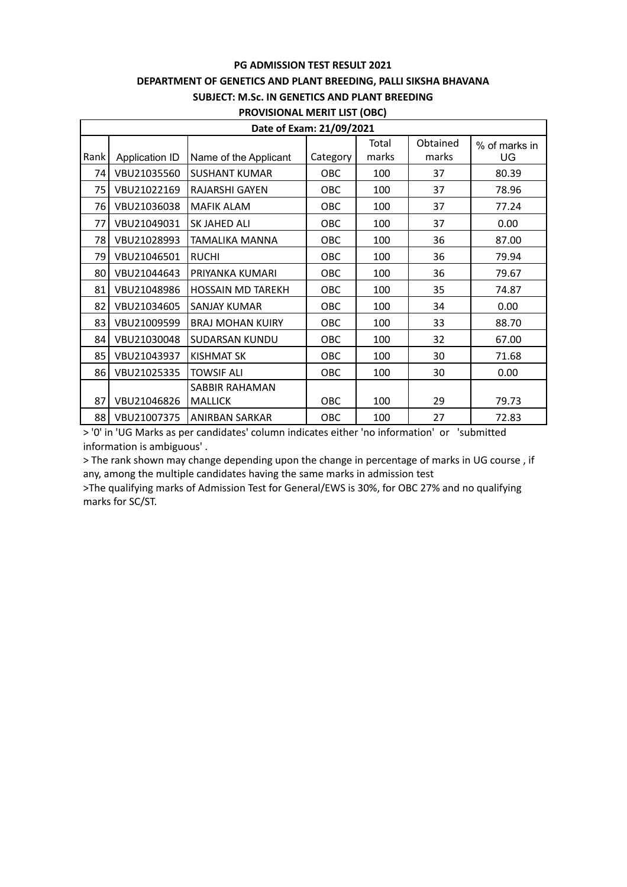**PG ADMISSION TEST RESULT 2021**

**DEPARTMENT OF GENETICS AND PLANT BREEDING, PALLI SIKSHA BHAVANA**

**SUBJECT: M.Sc. IN GENETICS AND PLANT BREEDING**

**PROVISIONAL MERIT LIST (OBC)**

| Date of Exam: 21/09/2021 | | | | | | |
|---|---|---|---|---|---|---|
| Rank | Application ID | Name of the Applicant | Category | Total marks | Obtained marks | % of marks in UG |
| 74 | VBU21035560 | SUSHANT KUMAR | OBC | 100 | 37 | 80.39 |
| 75 | VBU21022169 | RAJARSHI GAYEN | OBC | 100 | 37 | 78.96 |
| 76 | VBU21036038 | MAFIK ALAM | OBC | 100 | 37 | 77.24 |
| 77 | VBU21049031 | SK JAHED ALI | OBC | 100 | 37 | 0.00 |
| 78 | VBU21028993 | TAMALIKA MANNA | OBC | 100 | 36 | 87.00 |
| 79 | VBU21046501 | RUCHI | OBC | 100 | 36 | 79.94 |
| 80 | VBU21044643 | PRIYANKA KUMARI | OBC | 100 | 36 | 79.67 |
| 81 | VBU21048986 | HOSSAIN MD TAREKH | OBC | 100 | 35 | 74.87 |
| 82 | VBU21034605 | SANJAY KUMAR | OBC | 100 | 34 | 0.00 |
| 83 | VBU21009599 | BRAJ MOHAN KUIRY | OBC | 100 | 33 | 88.70 |
| 84 | VBU21030048 | SUDARSAN KUNDU | OBC | 100 | 32 | 67.00 |
| 85 | VBU21043937 | KISHMAT SK | OBC | 100 | 30 | 71.68 |
| 86 | VBU21025335 | TOWSIF ALI | OBC | 100 | 30 | 0.00 |
| 87 | VBU21046826 | SABBIR RAHAMAN MALLICK | OBC | 100 | 29 | 79.73 |
| 88 | VBU21007375 | ANIRBAN SARKAR | OBC | 100 | 27 | 72.83 |

> '0' in 'UG Marks as per candidates' column indicates either 'no information' or 'submitted information is ambiguous' .

> The rank shown may change depending upon the change in percentage of marks in UG course , if any, among the multiple candidates having the same marks in admission test

>The qualifying marks of Admission Test for General/EWS is 30%, for OBC 27% and no qualifying marks for SC/ST.